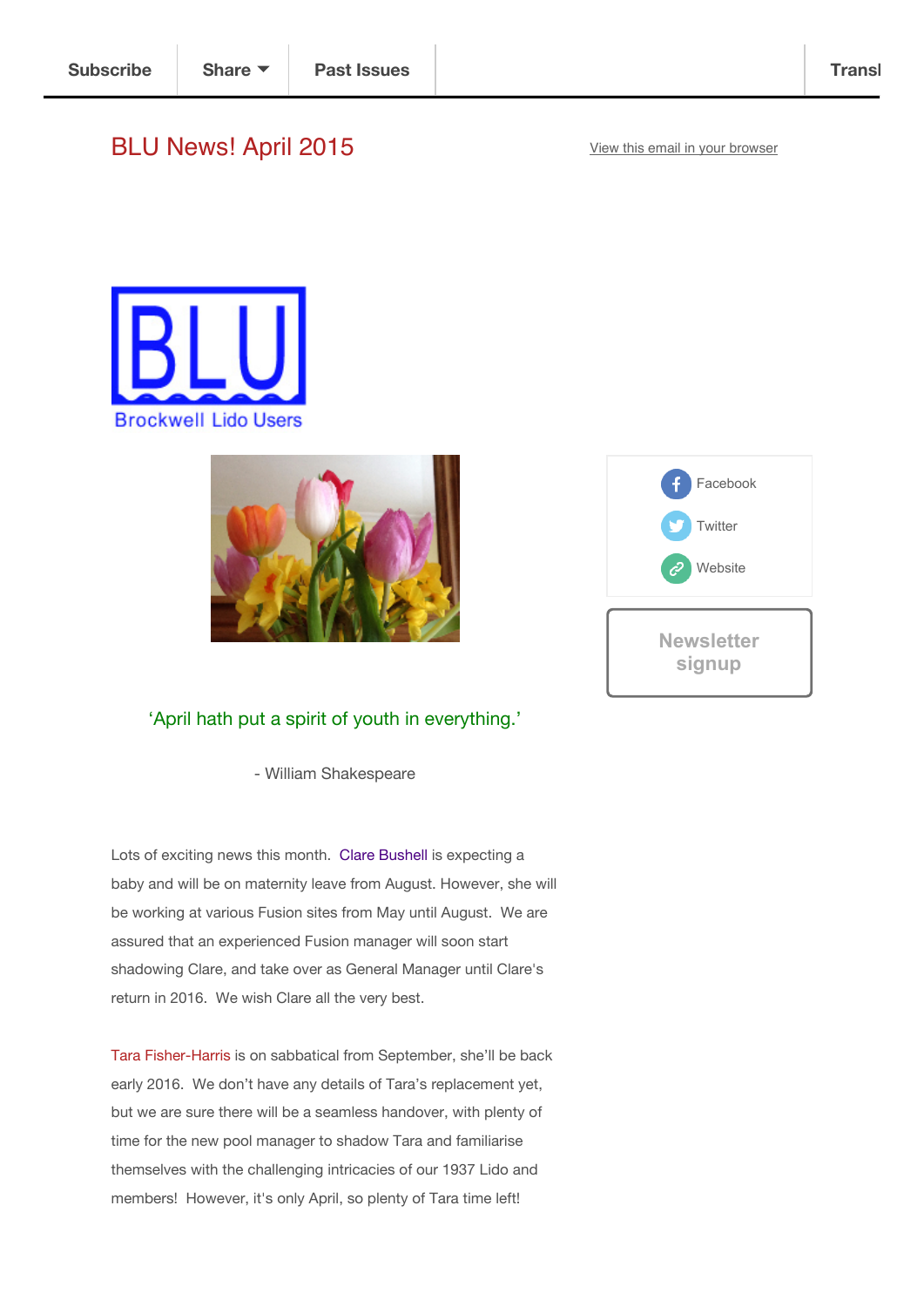Subscribe | Share | Past Issues | Transl

# BLU News! April 2015

View this email in your browser

Brockwell Lido Users

Facebook

Twitter

Website

Newsletter signup

‘April hath put a spirit of youth in everything.’

- William Shakespeare

Lots of exciting news this month. Clare Bushell is expecting a baby and will be on maternity leave from August. However, she will be working at various Fusion sites from May until August. We are assured that an experienced Fusion manager will soon start shadowing Clare, and take over as General Manager until Clare's return in 2016. We wish Clare all the very best.

Tara Fisher-Harris is on sabbatical from September, she’ll be back early 2016. We don’t have any details of Tara’s replacement yet, but we are sure there will be a seamless handover, with plenty of time for the new pool manager to shadow Tara and familiarise themselves with the challenging intricacies of our 1937 Lido and members! However, it's only April, so plenty of Tara time left!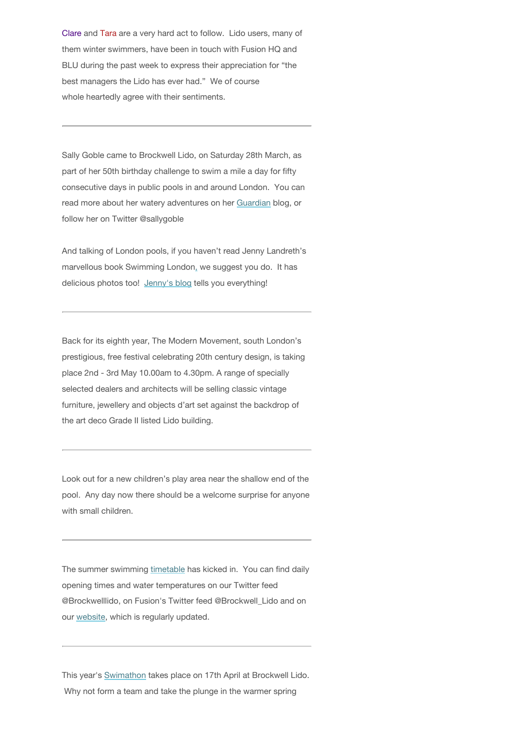Clare and Tara are a very hard act to follow. Lido users, many of them winter swimmers, have been in touch with Fusion HQ and BLU during the past week to express their appreciation for "the best managers the Lido has ever had." We of course whole heartedly agree with their sentiments.

---

Sally Goble came to Brockwell Lido, on Saturday 28th March, as part of her 50th birthday challenge to swim a mile a day for fifty consecutive days in public pools in and around London. You can read more about her watery adventures on her Guardian blog, or follow her on Twitter @sallygoble

And talking of London pools, if you haven't read Jenny Landreth's marvellous book Swimming London, we suggest you do. It has delicious photos too! Jenny's blog tells you everything!

---

Back for its eighth year, The Modern Movement, south London's prestigious, free festival celebrating 20th century design, is taking place 2nd - 3rd May 10.00am to 4.30pm. A range of specially selected dealers and architects will be selling classic vintage furniture, jewellery and objects d'art set against the backdrop of the art deco Grade II listed Lido building.

---

Look out for a new children's play area near the shallow end of the pool. Any day now there should be a welcome surprise for anyone with small children.

---

The summer swimming timetable has kicked in. You can find daily opening times and water temperatures on our Twitter feed @Brockwelllido, on Fusion's Twitter feed @Brockwell_Lido and on our website, which is regularly updated.

---

This year's Swimathon takes place on 17th April at Brockwell Lido. Why not form a team and take the plunge in the warmer spring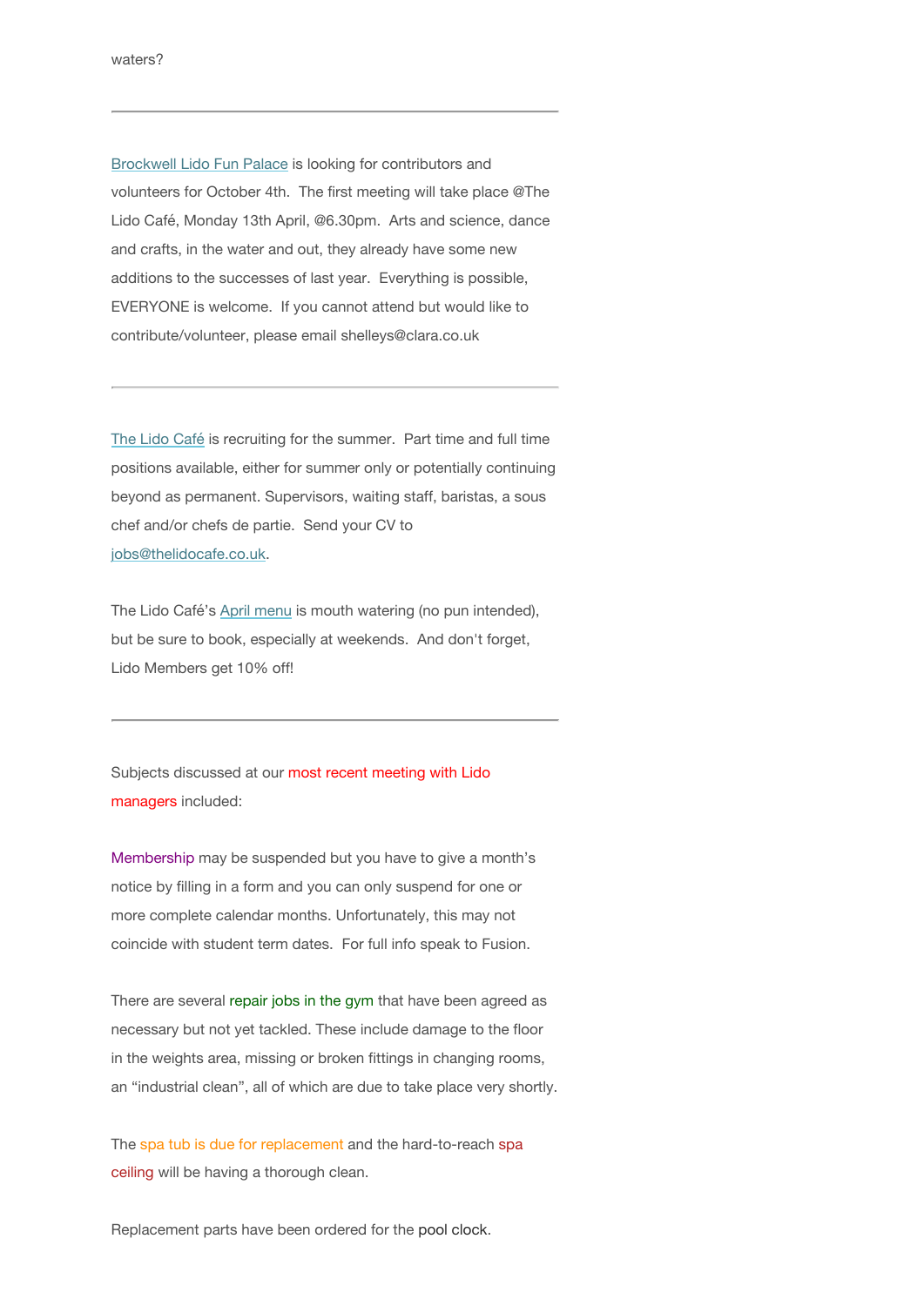waters?

---

Brockwell Lido Fun Palace is looking for contributors and volunteers for October 4th. The first meeting will take place @The Lido Café, Monday 13th April, @6.30pm. Arts and science, dance and crafts, in the water and out, they already have some new additions to the successes of last year. Everything is possible, EVERYONE is welcome. If you cannot attend but would like to contribute/volunteer, please email shelleys@clara.co.uk

---

The Lido Café is recruiting for the summer. Part time and full time positions available, either for summer only or potentially continuing beyond as permanent. Supervisors, waiting staff, baristas, a sous chef and/or chefs de partie. Send your CV to jobs@thelidocafe.co.uk.

The Lido Café's April menu is mouth watering (no pun intended), but be sure to book, especially at weekends. And don't forget, Lido Members get 10% off!

---

Subjects discussed at our most recent meeting with Lido managers included:

Membership may be suspended but you have to give a month's notice by filling in a form and you can only suspend for one or more complete calendar months. Unfortunately, this may not coincide with student term dates. For full info speak to Fusion.

There are several repair jobs in the gym that have been agreed as necessary but not yet tackled. These include damage to the floor in the weights area, missing or broken fittings in changing rooms, an "industrial clean", all of which are due to take place very shortly.

The spa tub is due for replacement and the hard-to-reach spa ceiling will be having a thorough clean.

Replacement parts have been ordered for the pool clock.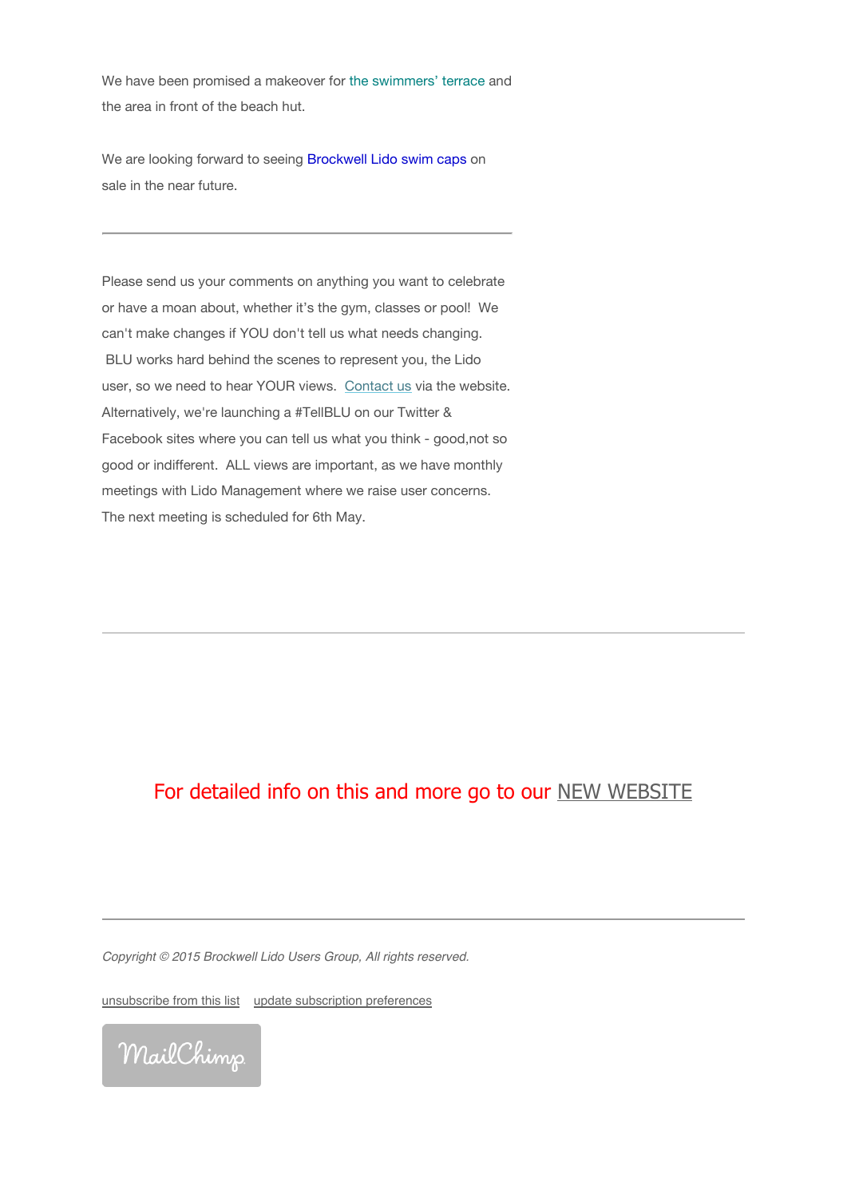We have been promised a makeover for the swimmers' terrace and the area in front of the beach hut.

We are looking forward to seeing Brockwell Lido swim caps on sale in the near future.

---

Please send us your comments on anything you want to celebrate or have a moan about, whether it's the gym, classes or pool!  We can't make changes if YOU don't tell us what needs changing.  BLU works hard behind the scenes to represent you, the Lido user, so we need to hear YOUR views.  Contact us via the website.  Alternatively, we're launching a #TellBLU on our Twitter & Facebook sites where you can tell us what you think - good,not so good or indifferent.  ALL views are important, as we have monthly meetings with Lido Management where we raise user concerns.  The next meeting is scheduled for 6th May.

---

For detailed info on this and more go to our NEW WEBSITE

---

*Copyright © 2015 Brockwell Lido Users Group, All rights reserved.*

unsubscribe from this list    update subscription preferences

MailChimp